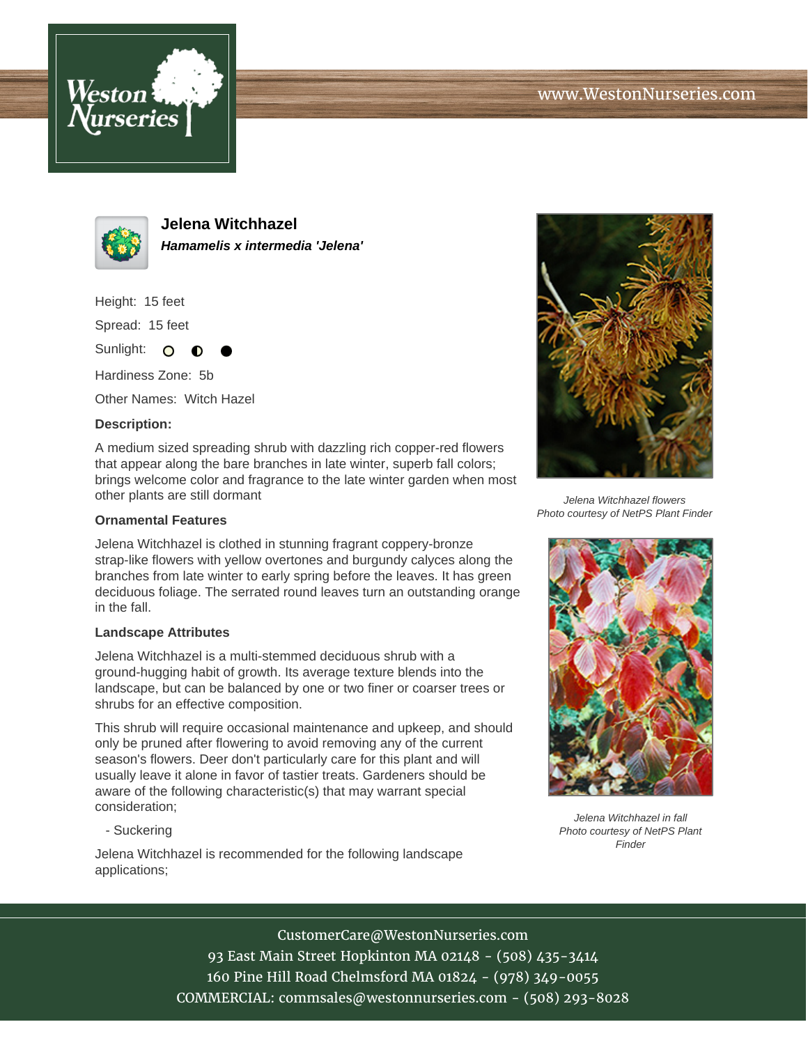# Jelena Witchhazel

***Hamamelis x intermedia 'Jelena'***

Height: 15 feet

Spread: 15 feet

Sunlight: ○ ◐ ●

Hardiness Zone: 5b

Other Names: Witch Hazel

**Description:**

A medium sized spreading shrub with dazzling rich copper-red flowers that appear along the bare branches in late winter, superb fall colors; brings welcome color and fragrance to the late winter garden when most other plants are still dormant

*Jelena Witchhazel flowers*
*Photo courtesy of NetPS Plant Finder*

### Ornamental Features

Jelena Witchhazel is clothed in stunning fragrant coppery-bronze strap-like flowers with yellow overtones and burgundy calyces along the branches from late winter to early spring before the leaves. It has green deciduous foliage. The serrated round leaves turn an outstanding orange in the fall.

### Landscape Attributes

Jelena Witchhazel is a multi-stemmed deciduous shrub with a ground-hugging habit of growth. Its average texture blends into the landscape, but can be balanced by one or two finer or coarser trees or shrubs for an effective composition.

This shrub will require occasional maintenance and upkeep, and should only be pruned after flowering to avoid removing any of the current season's flowers. Deer don't particularly care for this plant and will usually leave it alone in favor of tastier treats. Gardeners should be aware of the following characteristic(s) that may warrant special consideration;

- Suckering

Jelena Witchhazel is recommended for the following landscape applications;

*Jelena Witchhazel in fall*
*Photo courtesy of NetPS Plant Finder*

CustomerCare@WestonNurseries.com
93 East Main Street Hopkinton MA 02148 - (508) 435-3414
160 Pine Hill Road Chelmsford MA 01824 - (978) 349-0055
COMMERCIAL: commsales@westonnurseries.com - (508) 293-8028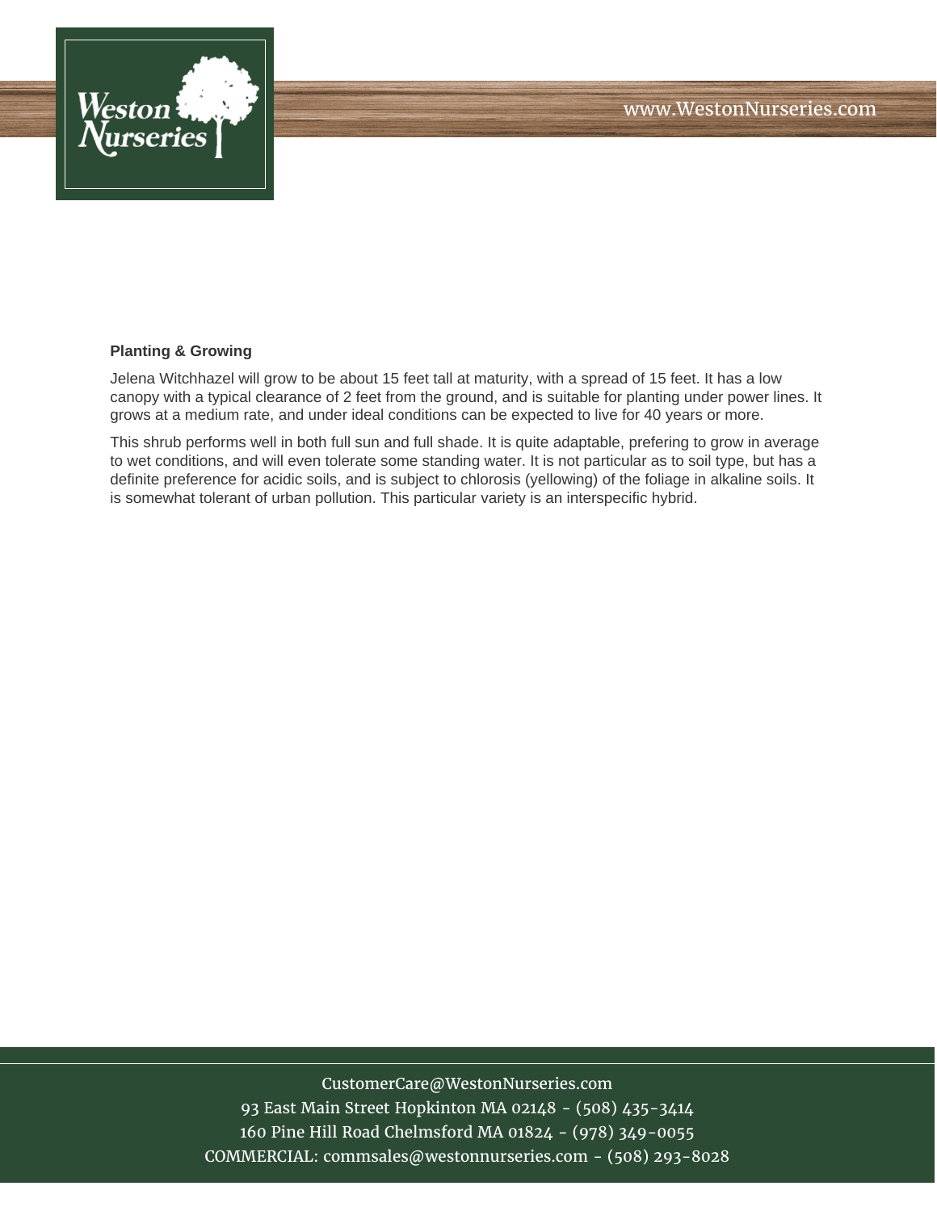**Planting & Growing**

Jelena Witchhazel will grow to be about 15 feet tall at maturity, with a spread of 15 feet. It has a low canopy with a typical clearance of 2 feet from the ground, and is suitable for planting under power lines. It grows at a medium rate, and under ideal conditions can be expected to live for 40 years or more.

This shrub performs well in both full sun and full shade. It is quite adaptable, prefering to grow in average to wet conditions, and will even tolerate some standing water. It is not particular as to soil type, but has a definite preference for acidic soils, and is subject to chlorosis (yellowing) of the foliage in alkaline soils. It is somewhat tolerant of urban pollution. This particular variety is an interspecific hybrid.